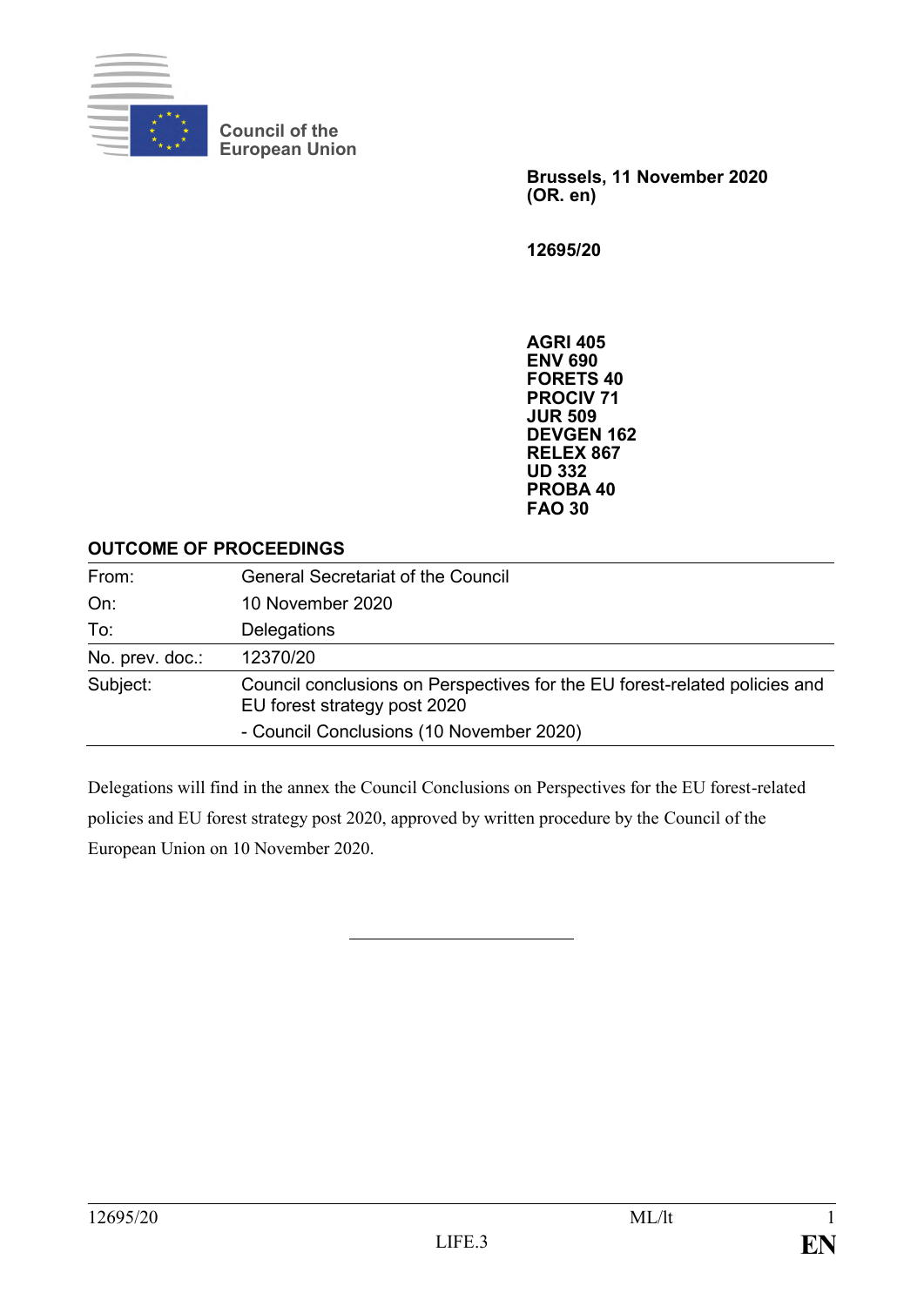Council of the European Union

**Brussels, 11 November 2020**
**(OR. en)**

**12695/20**

**AGRI 405**
**ENV 690**
**FORETS 40**
**PROCIV 71**
**JUR 509**
**DEVGEN 162**
**RELEX 867**
**UD 332**
**PROBA 40**
**FAO 30**

**OUTCOME OF PROCEEDINGS**

| | |
|---|---|
| From: | General Secretariat of the Council |
| On: | 10 November 2020 |
| To: | Delegations |
| No. prev. doc.: | 12370/20 |
| Subject: | Council conclusions on Perspectives for the EU forest-related policies and EU forest strategy post 2020<br>- Council Conclusions (10 November 2020) |

Delegations will find in the annex the Council Conclusions on Perspectives for the EU forest-related policies and EU forest strategy post 2020, approved by written procedure by the Council of the European Union on 10 November 2020.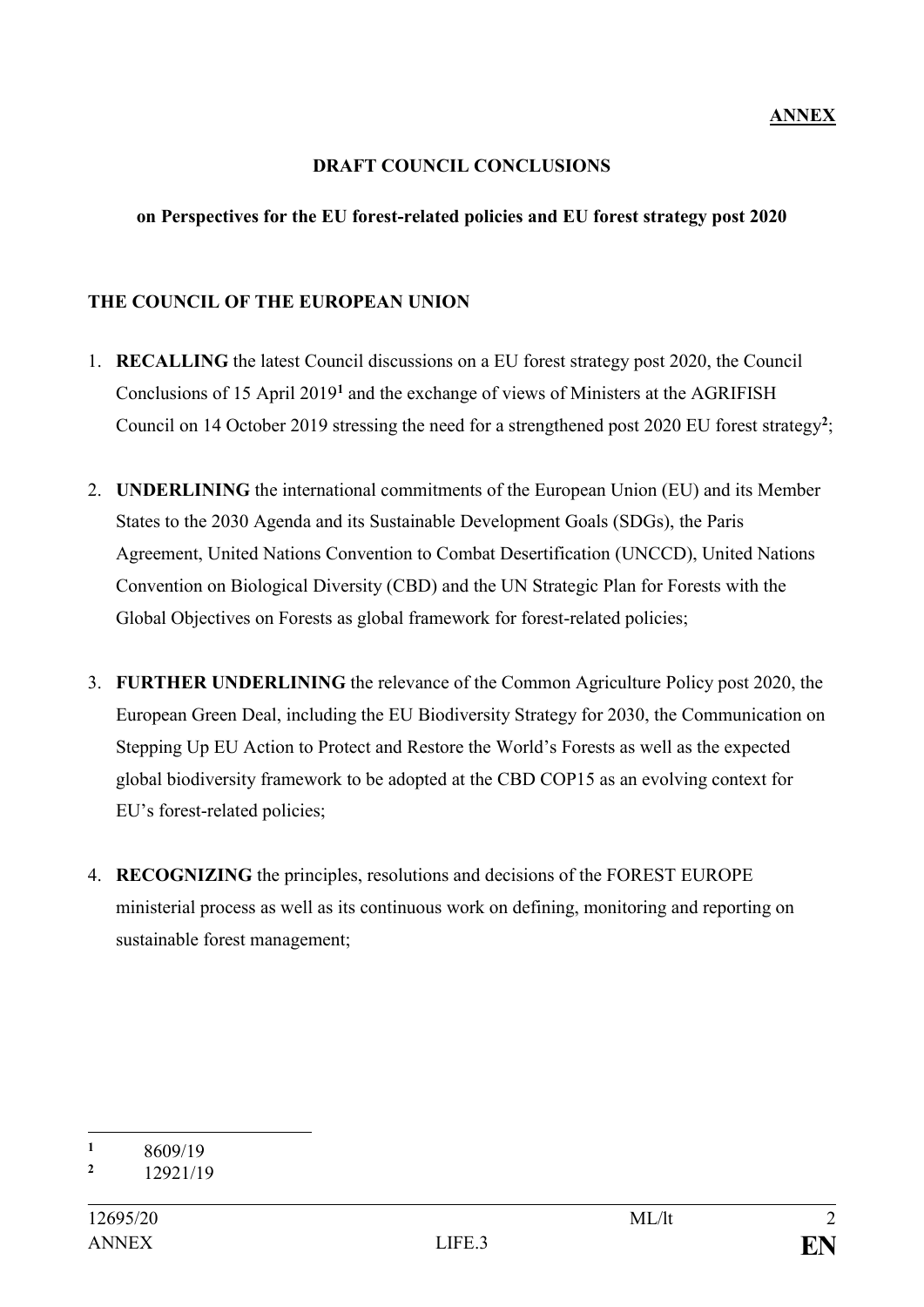**ANNEX**

**DRAFT COUNCIL CONCLUSIONS**

**on Perspectives for the EU forest-related policies and EU forest strategy post 2020**

**THE COUNCIL OF THE EUROPEAN UNION**

1. **RECALLING** the latest Council discussions on a EU forest strategy post 2020, the Council Conclusions of 15 April 2019[1] and the exchange of views of Ministers at the AGRIFISH Council on 14 October 2019 stressing the need for a strengthened post 2020 EU forest strategy[2];

2. **UNDERLINING** the international commitments of the European Union (EU) and its Member States to the 2030 Agenda and its Sustainable Development Goals (SDGs), the Paris Agreement, United Nations Convention to Combat Desertification (UNCCD), United Nations Convention on Biological Diversity (CBD) and the UN Strategic Plan for Forests with the Global Objectives on Forests as global framework for forest-related policies;

3. **FURTHER UNDERLINING** the relevance of the Common Agriculture Policy post 2020, the European Green Deal, including the EU Biodiversity Strategy for 2030, the Communication on Stepping Up EU Action to Protect and Restore the World's Forests as well as the expected global biodiversity framework to be adopted at the CBD COP15 as an evolving context for EU's forest-related policies;

4. **RECOGNIZING** the principles, resolutions and decisions of the FOREST EUROPE ministerial process as well as its continuous work on defining, monitoring and reporting on sustainable forest management;

---

[1] 8609/19

[2] 12921/19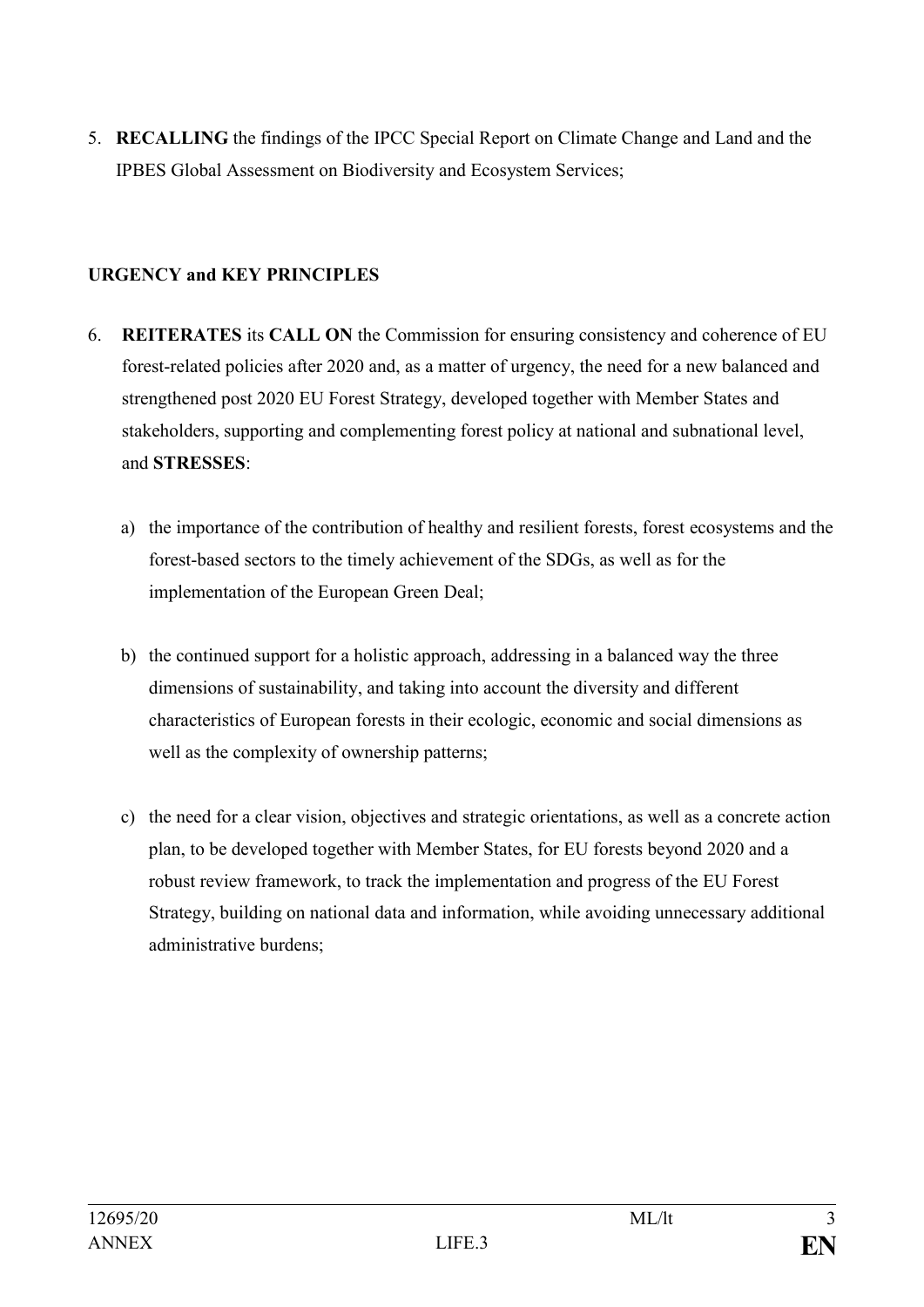5. **RECALLING** the findings of the IPCC Special Report on Climate Change and Land and the IPBES Global Assessment on Biodiversity and Ecosystem Services;

**URGENCY and KEY PRINCIPLES**

6. **REITERATES** its **CALL ON** the Commission for ensuring consistency and coherence of EU forest-related policies after 2020 and, as a matter of urgency, the need for a new balanced and strengthened post 2020 EU Forest Strategy, developed together with Member States and stakeholders, supporting and complementing forest policy at national and subnational level, and **STRESSES**:

   a) the importance of the contribution of healthy and resilient forests, forest ecosystems and the forest-based sectors to the timely achievement of the SDGs, as well as for the implementation of the European Green Deal;

   b) the continued support for a holistic approach, addressing in a balanced way the three dimensions of sustainability, and taking into account the diversity and different characteristics of European forests in their ecologic, economic and social dimensions as well as the complexity of ownership patterns;

   c) the need for a clear vision, objectives and strategic orientations, as well as a concrete action plan, to be developed together with Member States, for EU forests beyond 2020 and a robust review framework, to track the implementation and progress of the EU Forest Strategy, building on national data and information, while avoiding unnecessary additional administrative burdens;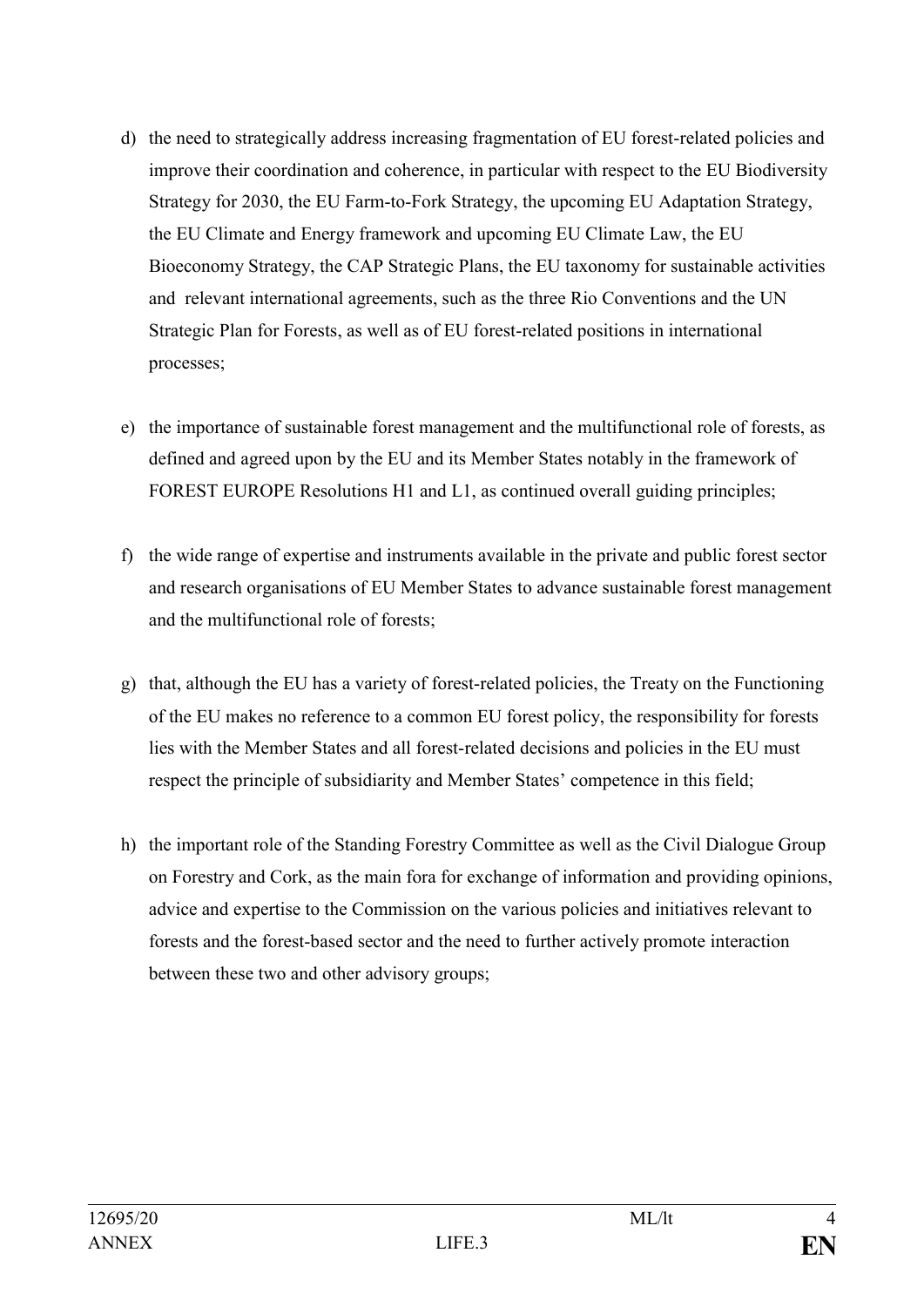d) the need to strategically address increasing fragmentation of EU forest-related policies and improve their coordination and coherence, in particular with respect to the EU Biodiversity Strategy for 2030, the EU Farm-to-Fork Strategy, the upcoming EU Adaptation Strategy, the EU Climate and Energy framework and upcoming EU Climate Law, the EU Bioeconomy Strategy, the CAP Strategic Plans, the EU taxonomy for sustainable activities and relevant international agreements, such as the three Rio Conventions and the UN Strategic Plan for Forests, as well as of EU forest-related positions in international processes;

e) the importance of sustainable forest management and the multifunctional role of forests, as defined and agreed upon by the EU and its Member States notably in the framework of FOREST EUROPE Resolutions H1 and L1, as continued overall guiding principles;

f) the wide range of expertise and instruments available in the private and public forest sector and research organisations of EU Member States to advance sustainable forest management and the multifunctional role of forests;

g) that, although the EU has a variety of forest-related policies, the Treaty on the Functioning of the EU makes no reference to a common EU forest policy, the responsibility for forests lies with the Member States and all forest-related decisions and policies in the EU must respect the principle of subsidiarity and Member States' competence in this field;

h) the important role of the Standing Forestry Committee as well as the Civil Dialogue Group on Forestry and Cork, as the main fora for exchange of information and providing opinions, advice and expertise to the Commission on the various policies and initiatives relevant to forests and the forest-based sector and the need to further actively promote interaction between these two and other advisory groups;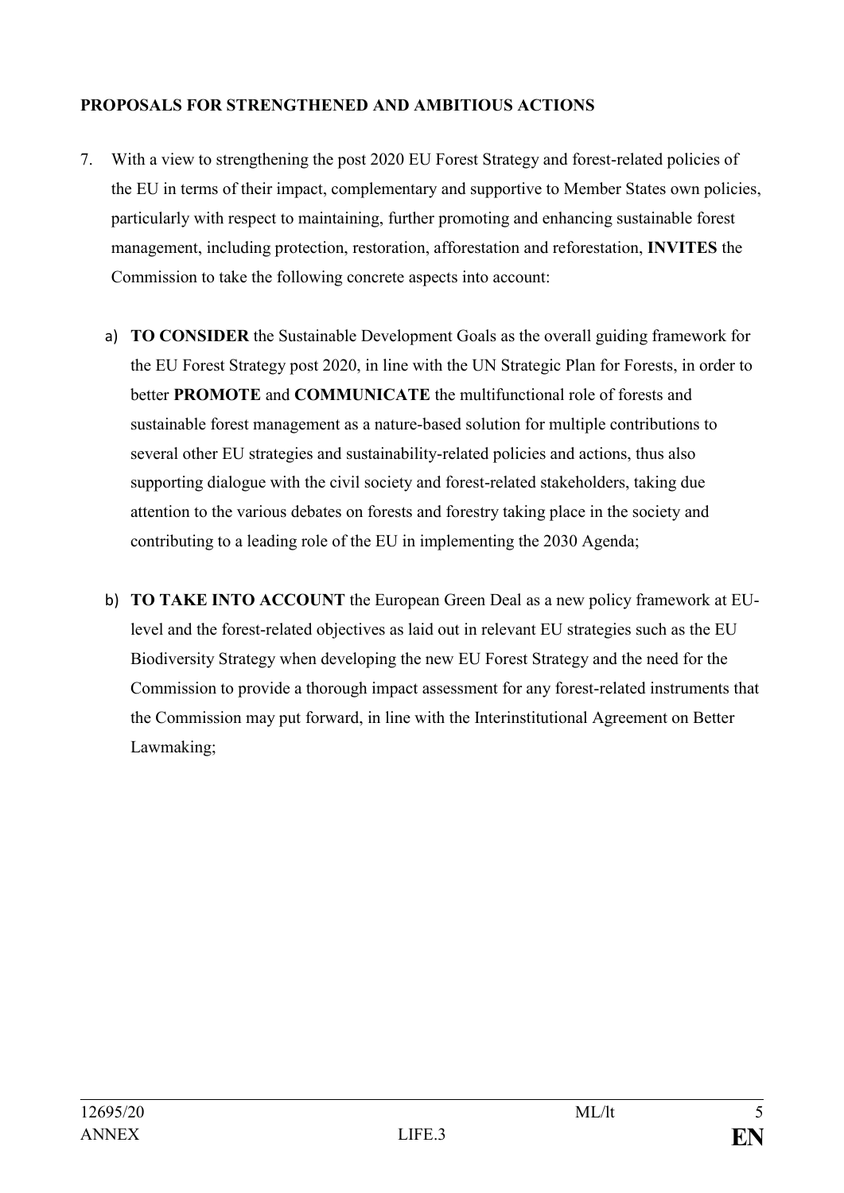**PROPOSALS FOR STRENGTHENED AND AMBITIOUS ACTIONS**

7. With a view to strengthening the post 2020 EU Forest Strategy and forest-related policies of the EU in terms of their impact, complementary and supportive to Member States own policies, particularly with respect to maintaining, further promoting and enhancing sustainable forest management, including protection, restoration, afforestation and reforestation, **INVITES** the Commission to take the following concrete aspects into account:

   a) **TO CONSIDER** the Sustainable Development Goals as the overall guiding framework for the EU Forest Strategy post 2020, in line with the UN Strategic Plan for Forests, in order to better **PROMOTE** and **COMMUNICATE** the multifunctional role of forests and sustainable forest management as a nature-based solution for multiple contributions to several other EU strategies and sustainability-related policies and actions, thus also supporting dialogue with the civil society and forest-related stakeholders, taking due attention to the various debates on forests and forestry taking place in the society and contributing to a leading role of the EU in implementing the 2030 Agenda;

   b) **TO TAKE INTO ACCOUNT** the European Green Deal as a new policy framework at EU-level and the forest-related objectives as laid out in relevant EU strategies such as the EU Biodiversity Strategy when developing the new EU Forest Strategy and the need for the Commission to provide a thorough impact assessment for any forest-related instruments that the Commission may put forward, in line with the Interinstitutional Agreement on Better Lawmaking;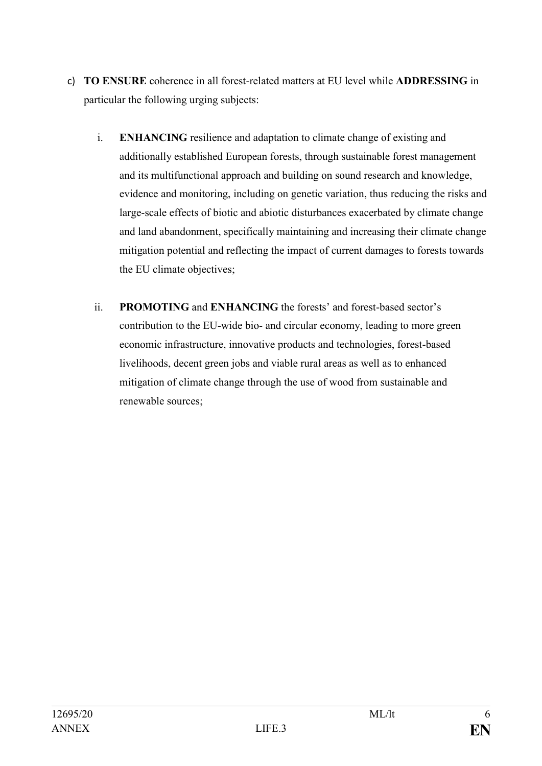c) **TO ENSURE** coherence in all forest-related matters at EU level while **ADDRESSING** in particular the following urging subjects:

   i. **ENHANCING** resilience and adaptation to climate change of existing and additionally established European forests, through sustainable forest management and its multifunctional approach and building on sound research and knowledge, evidence and monitoring, including on genetic variation, thus reducing the risks and large-scale effects of biotic and abiotic disturbances exacerbated by climate change and land abandonment, specifically maintaining and increasing their climate change mitigation potential and reflecting the impact of current damages to forests towards the EU climate objectives;

   ii. **PROMOTING** and **ENHANCING** the forests' and forest-based sector's contribution to the EU-wide bio- and circular economy, leading to more green economic infrastructure, innovative products and technologies, forest-based livelihoods, decent green jobs and viable rural areas as well as to enhanced mitigation of climate change through the use of wood from sustainable and renewable sources;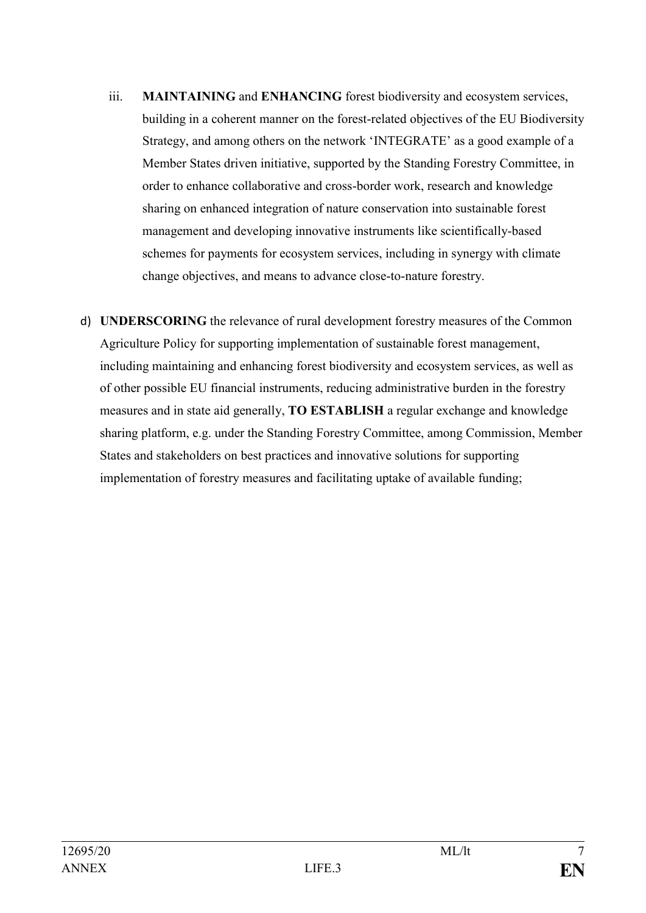iii. **MAINTAINING** and **ENHANCING** forest biodiversity and ecosystem services, building in a coherent manner on the forest-related objectives of the EU Biodiversity Strategy, and among others on the network 'INTEGRATE' as a good example of a Member States driven initiative, supported by the Standing Forestry Committee, in order to enhance collaborative and cross-border work, research and knowledge sharing on enhanced integration of nature conservation into sustainable forest management and developing innovative instruments like scientifically-based schemes for payments for ecosystem services, including in synergy with climate change objectives, and means to advance close-to-nature forestry.

d) **UNDERSCORING** the relevance of rural development forestry measures of the Common Agriculture Policy for supporting implementation of sustainable forest management, including maintaining and enhancing forest biodiversity and ecosystem services, as well as of other possible EU financial instruments, reducing administrative burden in the forestry measures and in state aid generally, **TO ESTABLISH** a regular exchange and knowledge sharing platform, e.g. under the Standing Forestry Committee, among Commission, Member States and stakeholders on best practices and innovative solutions for supporting implementation of forestry measures and facilitating uptake of available funding;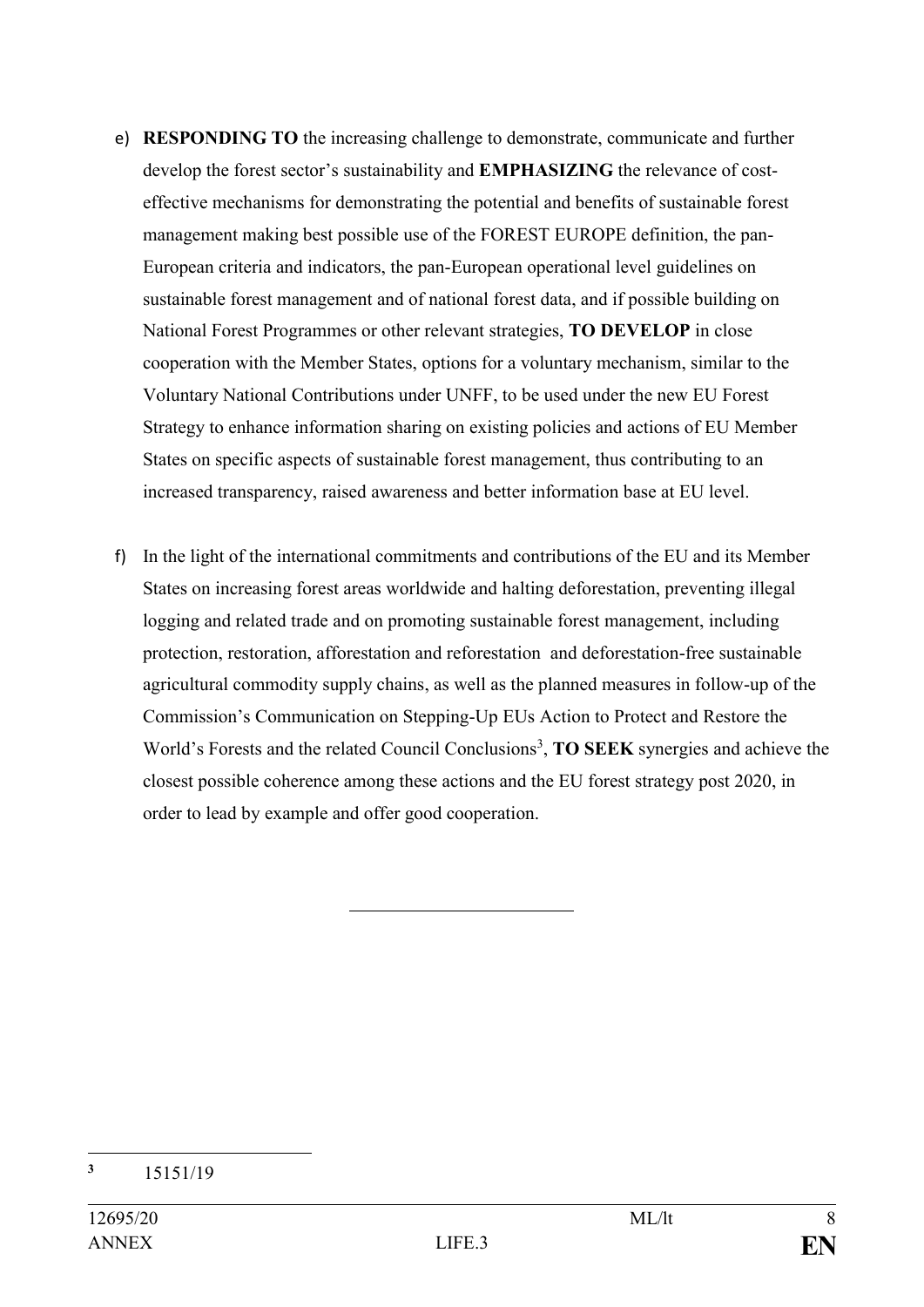e) **RESPONDING TO** the increasing challenge to demonstrate, communicate and further develop the forest sector's sustainability and **EMPHASIZING** the relevance of cost-effective mechanisms for demonstrating the potential and benefits of sustainable forest management making best possible use of the FOREST EUROPE definition, the pan-European criteria and indicators, the pan-European operational level guidelines on sustainable forest management and of national forest data, and if possible building on National Forest Programmes or other relevant strategies, **TO DEVELOP** in close cooperation with the Member States, options for a voluntary mechanism, similar to the Voluntary National Contributions under UNFF, to be used under the new EU Forest Strategy to enhance information sharing on existing policies and actions of EU Member States on specific aspects of sustainable forest management, thus contributing to an increased transparency, raised awareness and better information base at EU level.

f) In the light of the international commitments and contributions of the EU and its Member States on increasing forest areas worldwide and halting deforestation, preventing illegal logging and related trade and on promoting sustainable forest management, including protection, restoration, afforestation and reforestation and deforestation-free sustainable agricultural commodity supply chains, as well as the planned measures in follow-up of the Commission's Communication on Stepping-Up EUs Action to Protect and Restore the World's Forests and the related Council Conclusions[3], **TO SEEK** synergies and achieve the closest possible coherence among these actions and the EU forest strategy post 2020, in order to lead by example and offer good cooperation.

---

[3] 15151/19